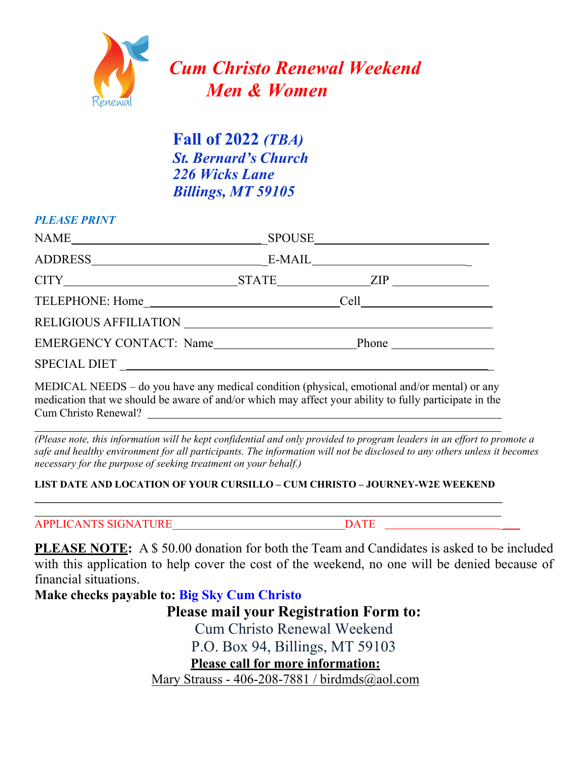# *Cum Christo Renewal Weekend*
# *Men & Women*

Renewal

**Fall of 2022** ***(TBA)***
***St. Bernard's Church***
***226 Wicks Lane***
***Billings, MT 59105***

*PLEASE PRINT*

NAME_______________________________SPOUSE____________________________

ADDRESS____________________________E-MAIL___________________________

CITY____________________________STATE______________ZIP _______________

TELEPHONE: Home_______________________________Cell______________________

RELIGIOUS AFFILIATION _______________________________________________

EMERGENCY CONTACT: Name_____________________Phone _______________

SPECIAL DIET ________________________________________________________

MEDICAL NEEDS – do you have any medical condition (physical, emotional and/or mental) or any medication that we should be aware of and/or which may affect your ability to fully participate in the Cum Christo Renewal? ____________________________________________________________

_________________________________________________________________________

*(Please note, this information will be kept confidential and only provided to program leaders in an effort to promote a safe and healthy environment for all participants. The information will not be disclosed to any others unless it becomes necessary for the purpose of seeking treatment on your behalf.)*

**LIST DATE AND LOCATION OF YOUR CURSILLO – CUM CHRISTO – JOURNEY-W2E WEEKEND**

_________________________________________________________________________

_________________________________________________________________________

APPLICANTS SIGNATURE______________________________DATE ______________________

**PLEASE NOTE:** A $ 50.00 donation for both the Team and Candidates is asked to be included with this application to help cover the cost of the weekend, no one will be denied because of financial situations.

**Make checks payable to: Big Sky Cum Christo**

**Please mail your Registration Form to:**

Cum Christo Renewal Weekend
P.O. Box 94, Billings, MT 59103

**Please call for more information:**

Mary Strauss - 406-208-7881 / birdmds@aol.com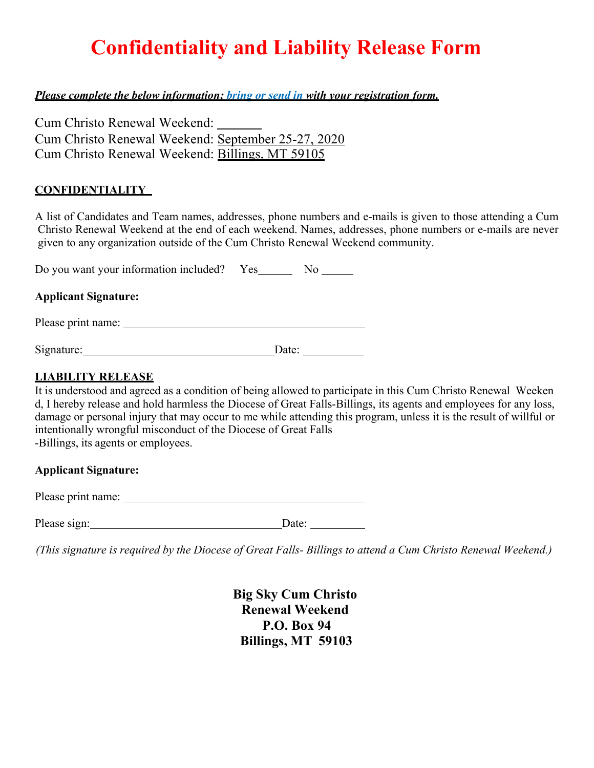# Confidentiality and Liability Release Form

***Please complete the below information; bring or send in with your registration form.***

Cum Christo Renewal Weekend: _______
Cum Christo Renewal Weekend: September 25-27, 2020
Cum Christo Renewal Weekend: Billings, MT 59105

## CONFIDENTIALITY

A list of Candidates and Team names, addresses, phone numbers and e-mails is given to those attending a Cum Christo Renewal Weekend at the end of each weekend. Names, addresses, phone numbers or e-mails are never given to any organization outside of the Cum Christo Renewal Weekend community.

Do you want your information included? Yes______ No ______

**Applicant Signature:**

Please print name: ____________________________________________

Signature:_________________________________ Date: ___________

## LIABILITY RELEASE

It is understood and agreed as a condition of being allowed to participate in this Cum Christo Renewal Weekend, I hereby release and hold harmless the Diocese of Great Falls-Billings, its agents and employees for any loss, damage or personal injury that may occur to me while attending this program, unless it is the result of willful or intentionally wrongful misconduct of the Diocese of Great Falls-Billings, its agents or employees.

**Applicant Signature:**

Please print name: ____________________________________________

Please sign:_________________________________ Date: __________

*(This signature is required by the Diocese of Great Falls- Billings to attend a Cum Christo Renewal Weekend.)*

**Big Sky Cum Christo**
**Renewal Weekend**
**P.O. Box 94**
**Billings, MT 59103**